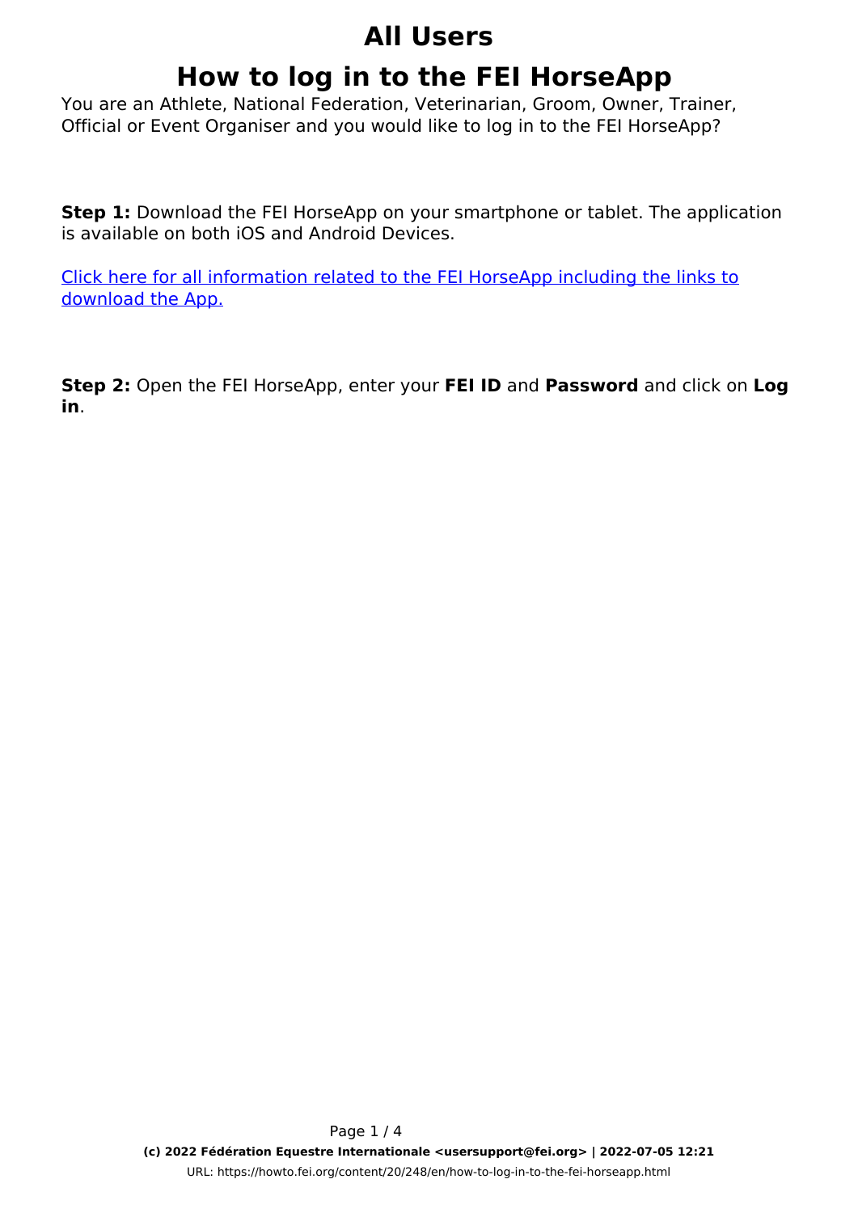# All Users

# How to log in to the FEI HorseApp

You are an Athlete, National Federation, Veterinarian, Groom, Owner, Trainer, Official or Event Organiser and you would like to log in to the FEI HorseApp?

**Step 1:** Download the FEI HorseApp on your smartphone or tablet. The application is available on both iOS and Android Devices.

Click here for all information related to the FEI HorseApp including the links to download the App.

**Step 2:** Open the FEI HorseApp, enter your **FEI ID** and **Password** and click on **Log in**.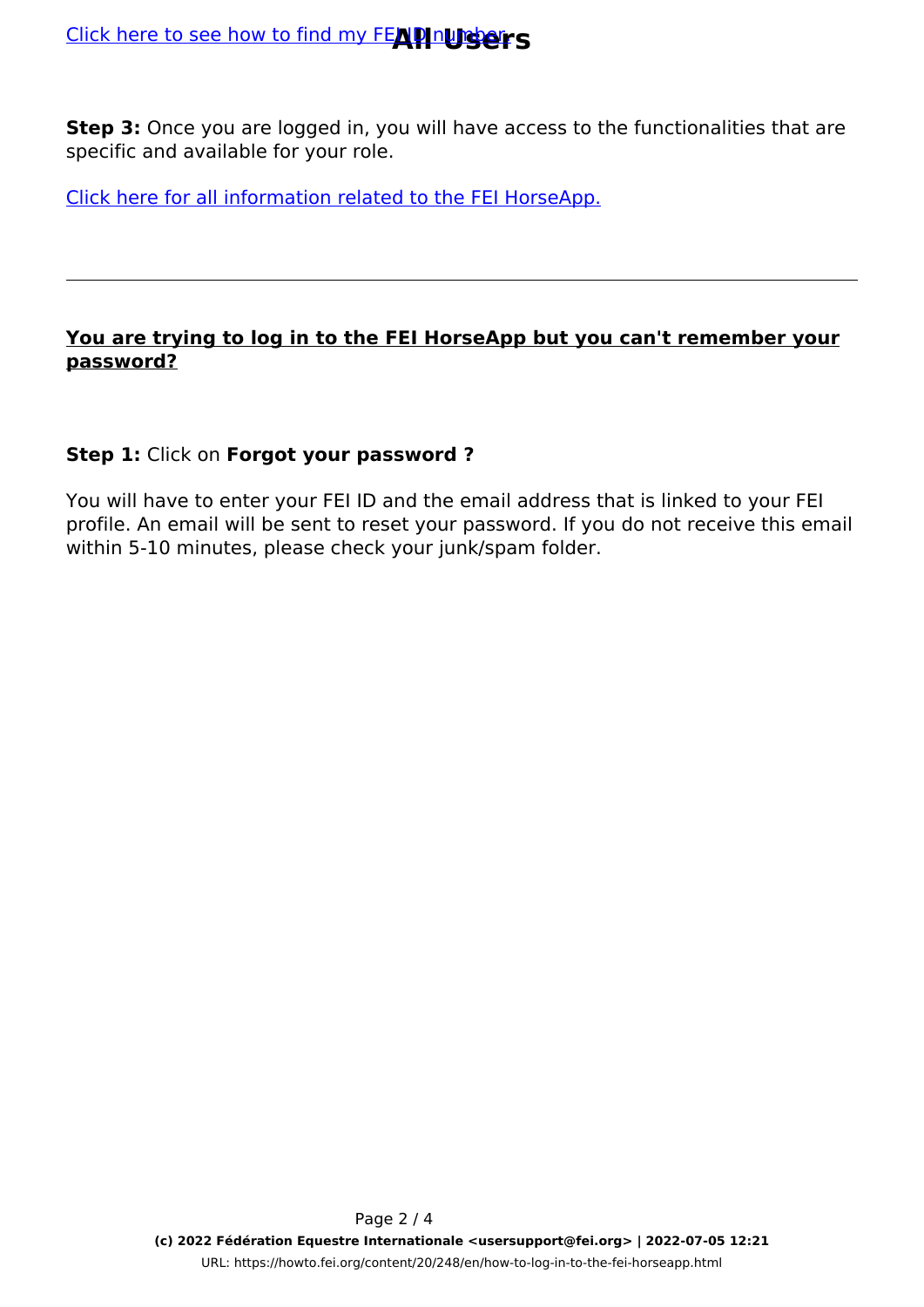Click here to see how to find my FEI ID number

**Step 3:** Once you are logged in, you will have access to the functionalities that are specific and available for your role.

Click here for all information related to the FEI HorseApp.

---

**You are trying to log in to the FEI HorseApp but you can't remember your password?**

**Step 1:** Click on **Forgot your password ?**

You will have to enter your FEI ID and the email address that is linked to your FEI profile. An email will be sent to reset your password. If you do not receive this email within 5-10 minutes, please check your junk/spam folder.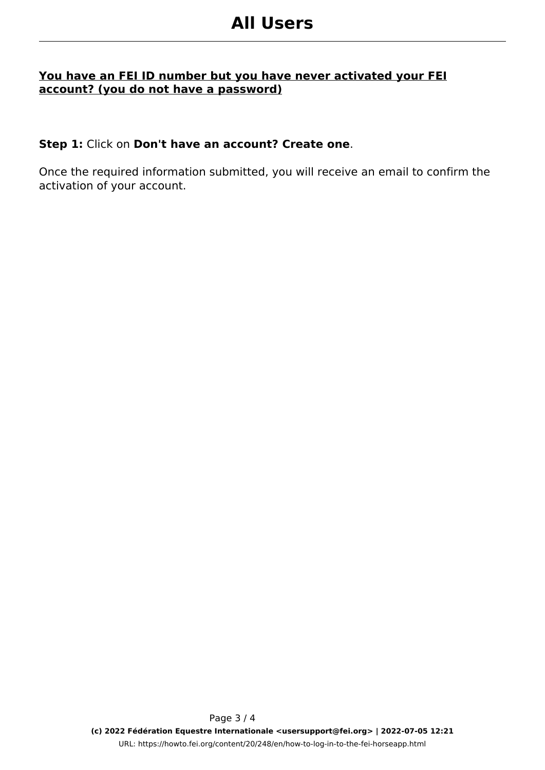# All Users

**You have an FEI ID number but you have never activated your FEI account? (you do not have a password)**

**Step 1:** Click on **Don't have an account? Create one**.

Once the required information submitted, you will receive an email to confirm the activation of your account.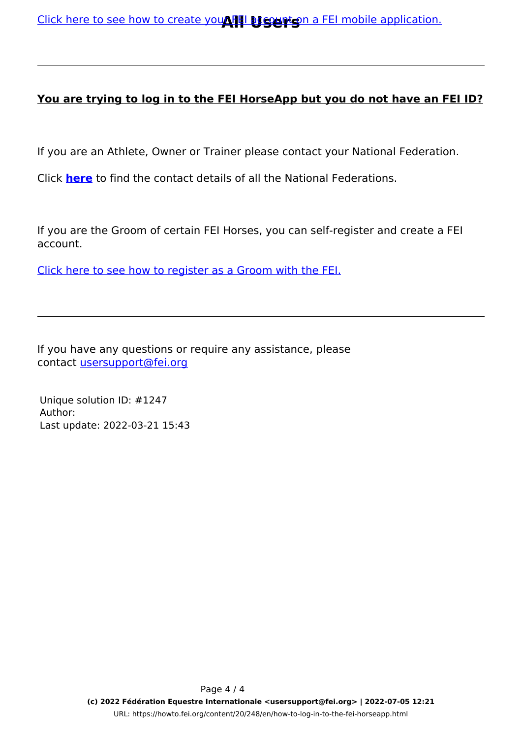Click here to see how to create your FEI account on a FEI mobile application.

---

**You are trying to log in to the FEI HorseApp but you do not have an FEI ID?**

If you are an Athlete, Owner or Trainer please contact your National Federation.

Click **here** to find the contact details of all the National Federations.

If you are the Groom of certain FEI Horses, you can self-register and create a FEI account.

Click here to see how to register as a Groom with the FEI.

---

If you have any questions or require any assistance, please contact usersupport@fei.org

Unique solution ID: #1247
Author:
Last update: 2022-03-21 15:43